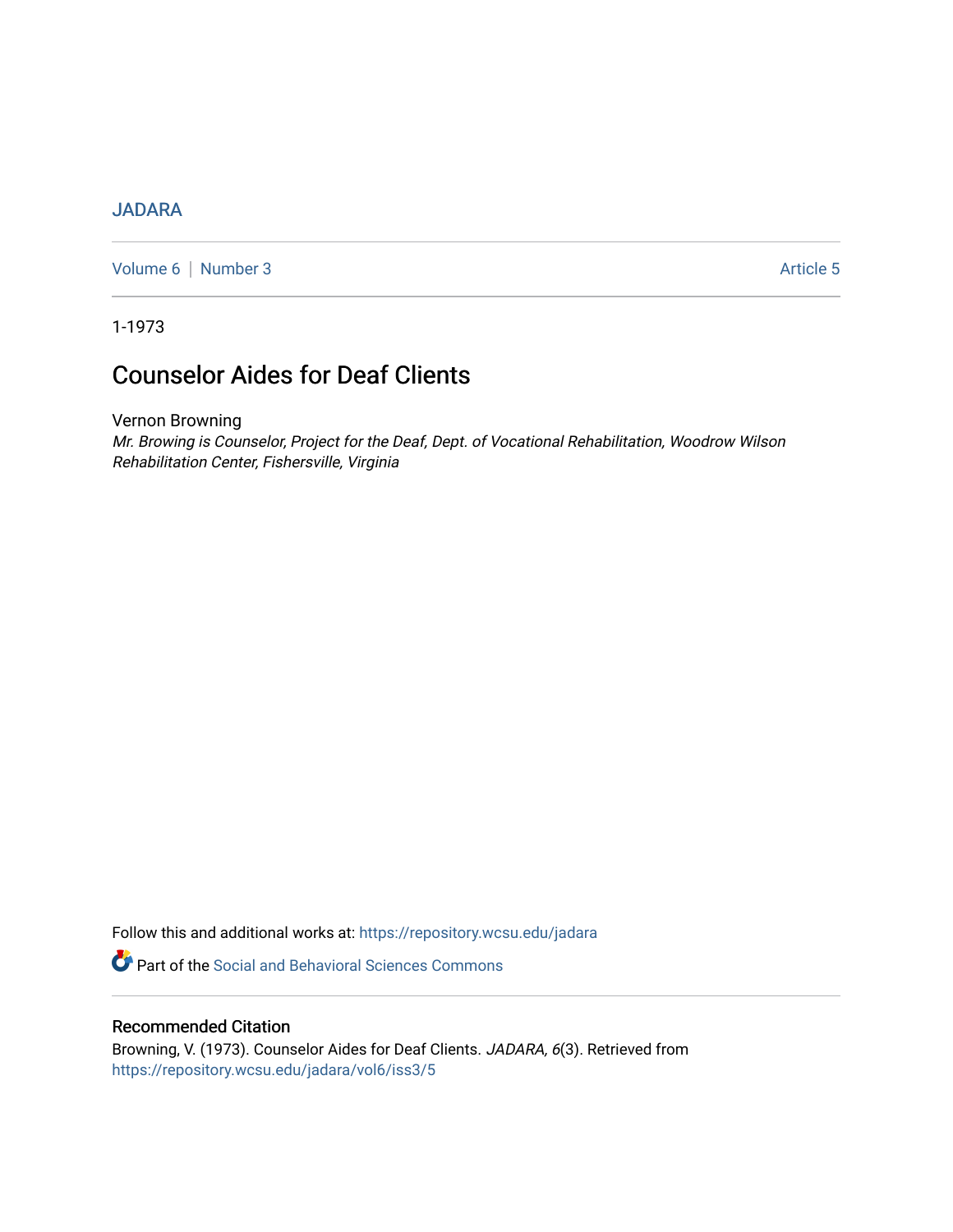JADARA

Volume 6 | Number 3 Article 5

1-1973

# Counselor Aides for Deaf Clients

Vernon Browning

*Mr. Browing is Counselor, Project for the Deaf, Dept. of Vocational Rehabilitation, Woodrow Wilson Rehabilitation Center, Fishersville, Virginia*

Follow this and additional works at: https://repository.wcsu.edu/jadara

Part of the Social and Behavioral Sciences Commons

## Recommended Citation

Browning, V. (1973). Counselor Aides for Deaf Clients. *JADARA, 6*(3). Retrieved from https://repository.wcsu.edu/jadara/vol6/iss3/5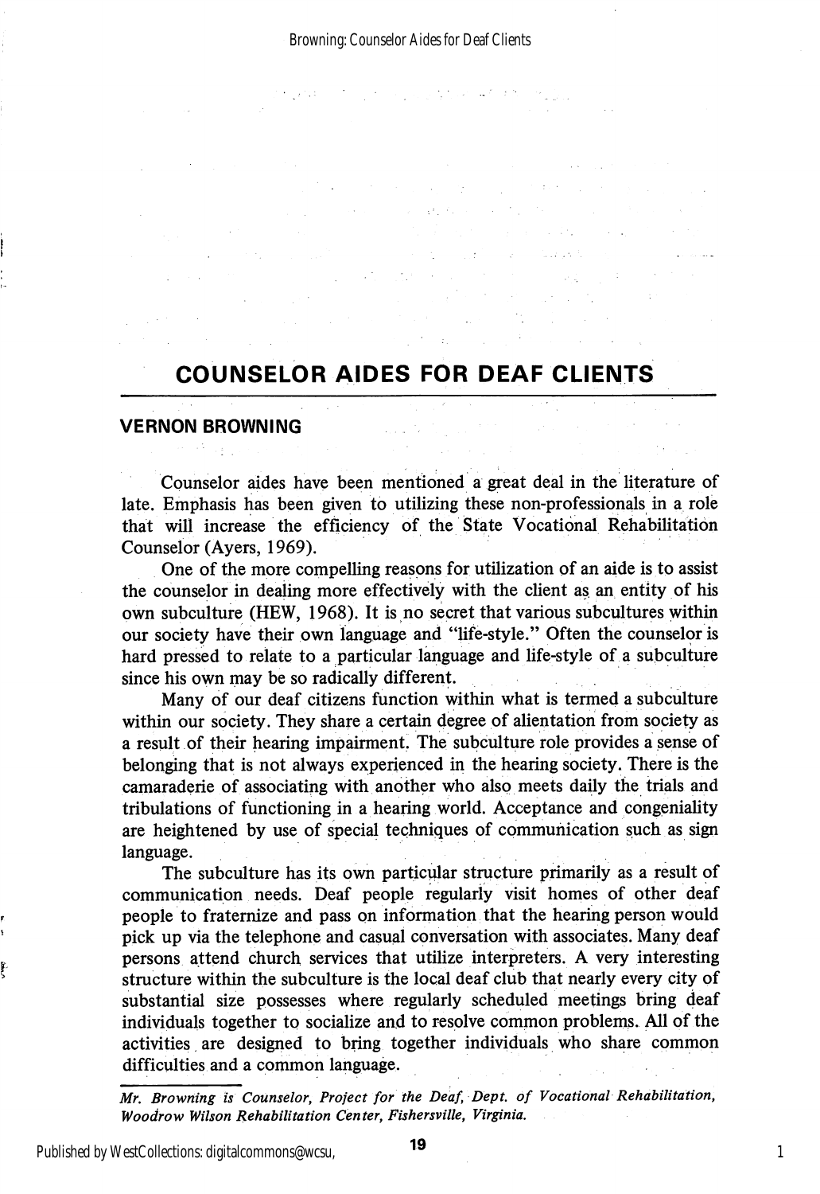# COUNSELOR AIDES FOR DEAF CLIENTS

**VERNON BROWNING**

Counselor aides have been mentioned a great deal in the literature of late. Emphasis has been given to utilizing these non-professionals in a role that will increase the efficiency of the State Vocational Rehabilitation Counselor (Ayers, 1969).

One of the more compelling reasons for utilization of an aide is to assist the counselor in dealing more effectively with the client as an entity of his own subculture (HEW, 1968). It is no secret that various subcultures within our society have their own language and "life-style." Often the counselor is hard pressed to relate to a particular language and life-style of a subculture since his own may be so radically different.

Many of our deaf citizens function within what is termed a subculture within our society. They share a certain degree of alientation from society as a result of their hearing impairment. The subculture role provides a sense of belonging that is not always experienced in the hearing society. There is the camaraderie of associating with another who also meets daily the trials and tribulations of functioning in a hearing world. Acceptance and congeniality are heightened by use of special techniques of communication such as sign language.

The subculture has its own particular structure primarily as a result of communication needs. Deaf people regularly visit homes of other deaf people to fraternize and pass on information that the hearing person would pick up via the telephone and casual conversation with associates. Many deaf persons attend church services that utilize interpreters. A very interesting structure within the subculture is the local deaf club that nearly every city of substantial size possesses where regularly scheduled meetings bring deaf individuals together to socialize and to resolve common problems. All of the activities are designed to bring together individuals who share common difficulties and a common language.

---

*Mr. Browning is Counselor, Project for the Deaf, Dept. of Vocational Rehabilitation, Woodrow Wilson Rehabilitation Center, Fishersville, Virginia.*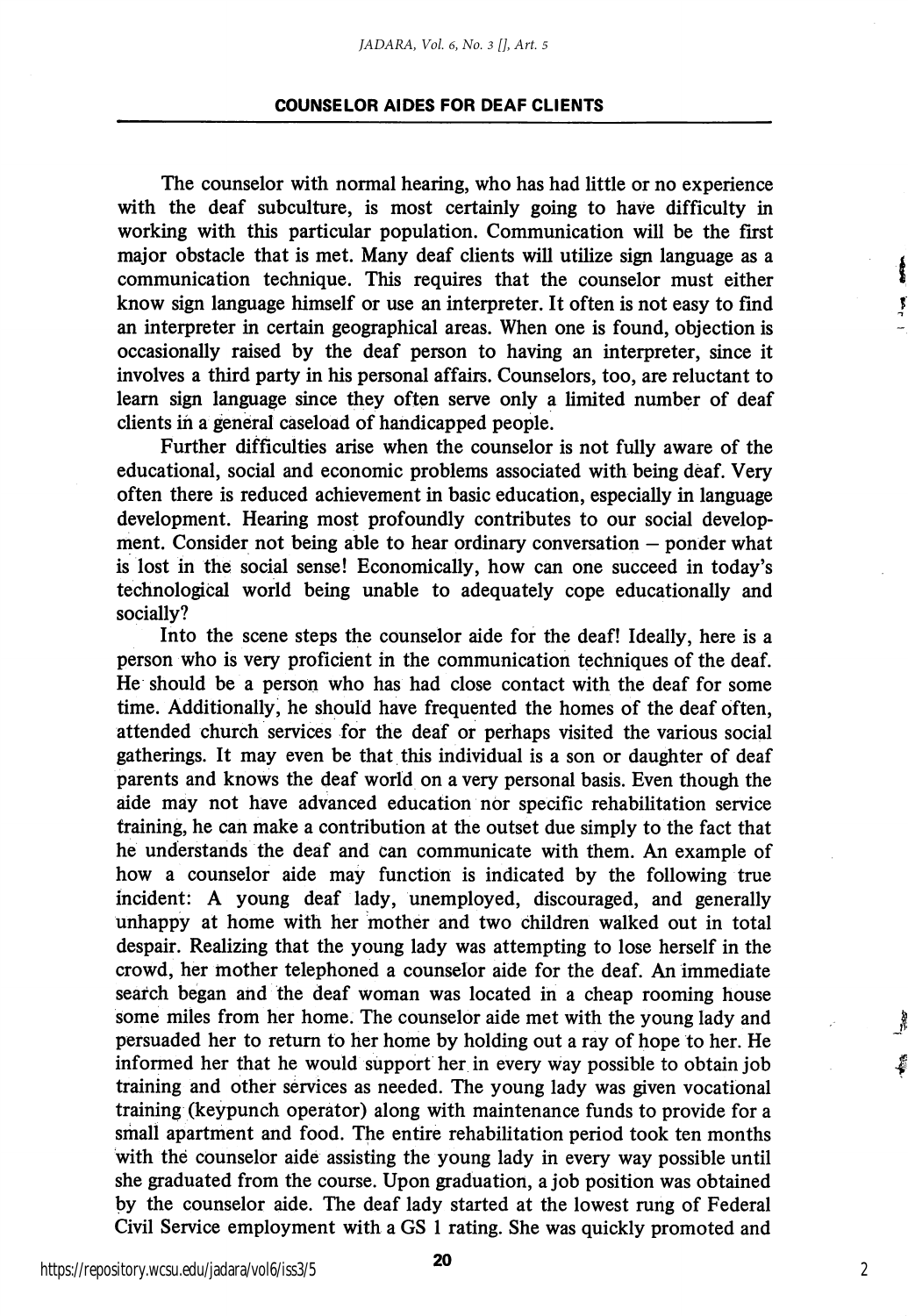The counselor with normal hearing, who has had little or no experience with the deaf subculture, is most certainly going to have difficulty in working with this particular population. Communication will be the first major obstacle that is met. Many deaf clients will utilize sign language as a communication technique. This requires that the counselor must either know sign language himself or use an interpreter. It often is not easy to find an interpreter in certain geographical areas. When one is found, objection is occasionally raised by the deaf person to having an interpreter, since it involves a third party in his personal affairs. Counselors, too, are reluctant to learn sign language since they often serve only a limited number of deaf clients in a general caseload of handicapped people.

Further difficulties arise when the counselor is not fully aware of the educational, social and economic problems associated with being deaf. Very often there is reduced achievement in basic education, especially in language development. Hearing most profoundly contributes to our social development. Consider not being able to hear ordinary conversation – ponder what is lost in the social sense! Economically, how can one succeed in today's technological world being unable to adequately cope educationally and socially?

Into the scene steps the counselor aide for the deaf! Ideally, here is a person who is very proficient in the communication techniques of the deaf. He should be a person who has had close contact with the deaf for some time. Additionally, he should have frequented the homes of the deaf often, attended church services for the deaf or perhaps visited the various social gatherings. It may even be that this individual is a son or daughter of deaf parents and knows the deaf world on a very personal basis. Even though the aide may not have advanced education nor specific rehabilitation service training, he can make a contribution at the outset due simply to the fact that he understands the deaf and can communicate with them. An example of how a counselor aide may function is indicated by the following true incident: A young deaf lady, unemployed, discouraged, and generally unhappy at home with her mother and two children walked out in total despair. Realizing that the young lady was attempting to lose herself in the crowd, her mother telephoned a counselor aide for the deaf. An immediate search began and the deaf woman was located in a cheap rooming house some miles from her home. The counselor aide met with the young lady and persuaded her to return to her home by holding out a ray of hope to her. He informed her that he would support her in every way possible to obtain job training and other services as needed. The young lady was given vocational training (keypunch operator) along with maintenance funds to provide for a small apartment and food. The entire rehabilitation period took ten months with the counselor aide assisting the young lady in every way possible until she graduated from the course. Upon graduation, a job position was obtained by the counselor aide. The deaf lady started at the lowest rung of Federal Civil Service employment with a GS 1 rating. She was quickly promoted and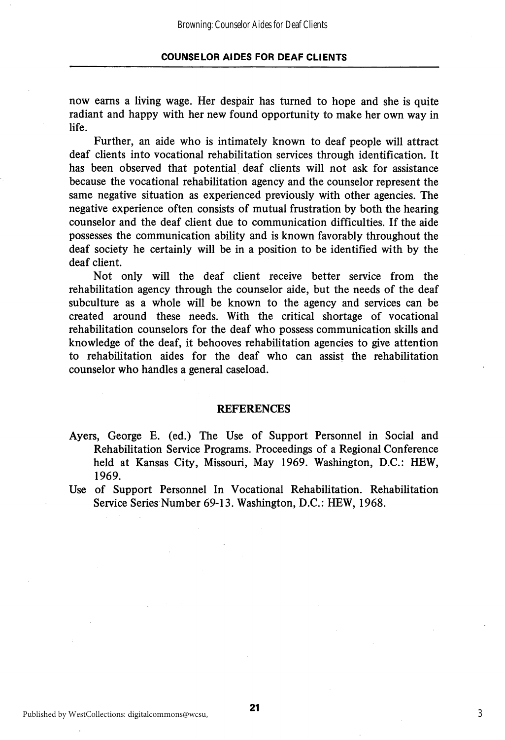now earns a living wage. Her despair has turned to hope and she is quite radiant and happy with her new found opportunity to make her own way in life.

Further, an aide who is intimately known to deaf people will attract deaf clients into vocational rehabilitation services through identification. It has been observed that potential deaf clients will not ask for assistance because the vocational rehabilitation agency and the counselor represent the same negative situation as experienced previously with other agencies. The negative experience often consists of mutual frustration by both the hearing counselor and the deaf client due to communication difficulties. If the aide possesses the communication ability and is known favorably throughout the deaf society he certainly will be in a position to be identified with by the deaf client.

Not only will the deaf client receive better service from the rehabilitation agency through the counselor aide, but the needs of the deaf subculture as a whole will be known to the agency and services can be created around these needs. With the critical shortage of vocational rehabilitation counselors for the deaf who possess communication skills and knowledge of the deaf, it behooves rehabilitation agencies to give attention to rehabilitation aides for the deaf who can assist the rehabilitation counselor who handles a general caseload.

## REFERENCES

Ayers, George E. (ed.) The Use of Support Personnel in Social and Rehabilitation Service Programs. Proceedings of a Regional Conference held at Kansas City, Missouri, May 1969. Washington, D.C.: HEW, 1969.

Use of Support Personnel In Vocational Rehabilitation. Rehabilitation Service Series Number 69-13. Washington, D.C.: HEW, 1968.